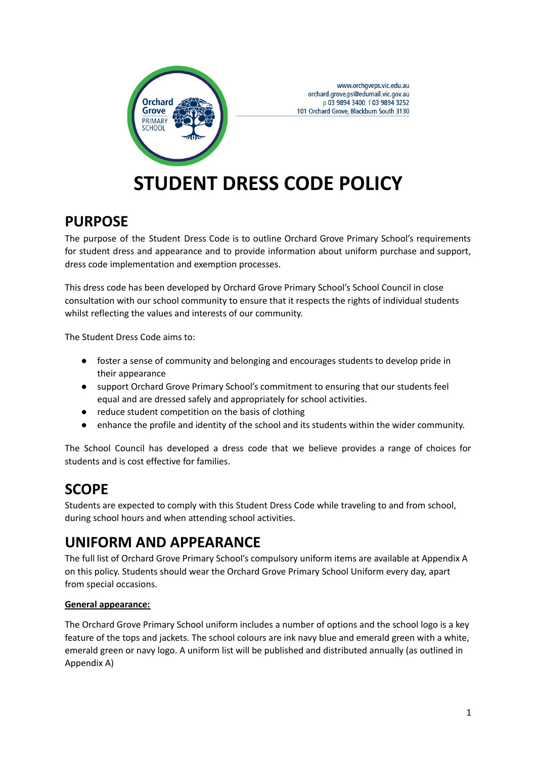www.orchgveps.vic.edu.au
orchard.grove.ps@edumail.vic.gov.au
p 03 9894 3400 f 03 9894 3252
101 Orchard Grove, Blackburn South 3130

# STUDENT DRESS CODE POLICY

## PURPOSE

The purpose of the Student Dress Code is to outline Orchard Grove Primary School's requirements for student dress and appearance and to provide information about uniform purchase and support, dress code implementation and exemption processes.

This dress code has been developed by Orchard Grove Primary School's School Council in close consultation with our school community to ensure that it respects the rights of individual students whilst reflecting the values and interests of our community.

The Student Dress Code aims to:

- foster a sense of community and belonging and encourages students to develop pride in their appearance
- support Orchard Grove Primary School's commitment to ensuring that our students feel equal and are dressed safely and appropriately for school activities.
- reduce student competition on the basis of clothing
- enhance the profile and identity of the school and its students within the wider community.

The School Council has developed a dress code that we believe provides a range of choices for students and is cost effective for families.

## SCOPE

Students are expected to comply with this Student Dress Code while traveling to and from school, during school hours and when attending school activities.

## UNIFORM AND APPEARANCE

The full list of Orchard Grove Primary School's compulsory uniform items are available at Appendix A on this policy. Students should wear the Orchard Grove Primary School Uniform every day, apart from special occasions.

**General appearance:**

The Orchard Grove Primary School uniform includes a number of options and the school logo is a key feature of the tops and jackets. The school colours are ink navy blue and emerald green with a white, emerald green or navy logo. A uniform list will be published and distributed annually (as outlined in Appendix A)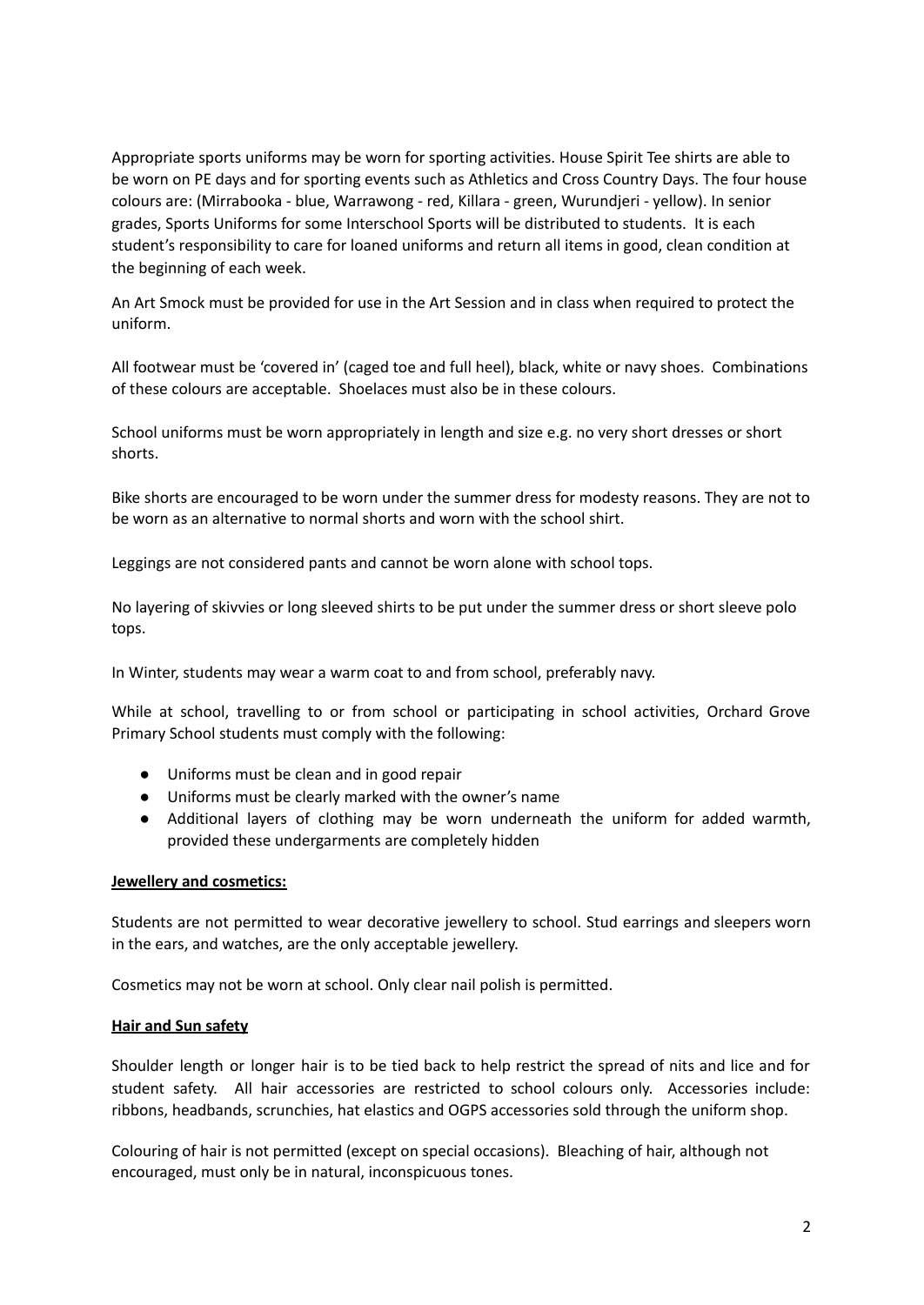Appropriate sports uniforms may be worn for sporting activities. House Spirit Tee shirts are able to be worn on PE days and for sporting events such as Athletics and Cross Country Days. The four house colours are: (Mirrabooka - blue, Warrawong - red, Killara - green, Wurundjeri - yellow). In senior grades, Sports Uniforms for some Interschool Sports will be distributed to students. It is each student's responsibility to care for loaned uniforms and return all items in good, clean condition at the beginning of each week.

An Art Smock must be provided for use in the Art Session and in class when required to protect the uniform.

All footwear must be 'covered in' (caged toe and full heel), black, white or navy shoes. Combinations of these colours are acceptable. Shoelaces must also be in these colours.

School uniforms must be worn appropriately in length and size e.g. no very short dresses or short shorts.

Bike shorts are encouraged to be worn under the summer dress for modesty reasons. They are not to be worn as an alternative to normal shorts and worn with the school shirt.

Leggings are not considered pants and cannot be worn alone with school tops.

No layering of skivvies or long sleeved shirts to be put under the summer dress or short sleeve polo tops.

In Winter, students may wear a warm coat to and from school, preferably navy.

While at school, travelling to or from school or participating in school activities, Orchard Grove Primary School students must comply with the following:

- Uniforms must be clean and in good repair
- Uniforms must be clearly marked with the owner's name
- Additional layers of clothing may be worn underneath the uniform for added warmth, provided these undergarments are completely hidden

**Jewellery and cosmetics:**

Students are not permitted to wear decorative jewellery to school. Stud earrings and sleepers worn in the ears, and watches, are the only acceptable jewellery.

Cosmetics may not be worn at school. Only clear nail polish is permitted.

**Hair and Sun safety**

Shoulder length or longer hair is to be tied back to help restrict the spread of nits and lice and for student safety. All hair accessories are restricted to school colours only. Accessories include: ribbons, headbands, scrunchies, hat elastics and OGPS accessories sold through the uniform shop.

Colouring of hair is not permitted (except on special occasions). Bleaching of hair, although not encouraged, must only be in natural, inconspicuous tones.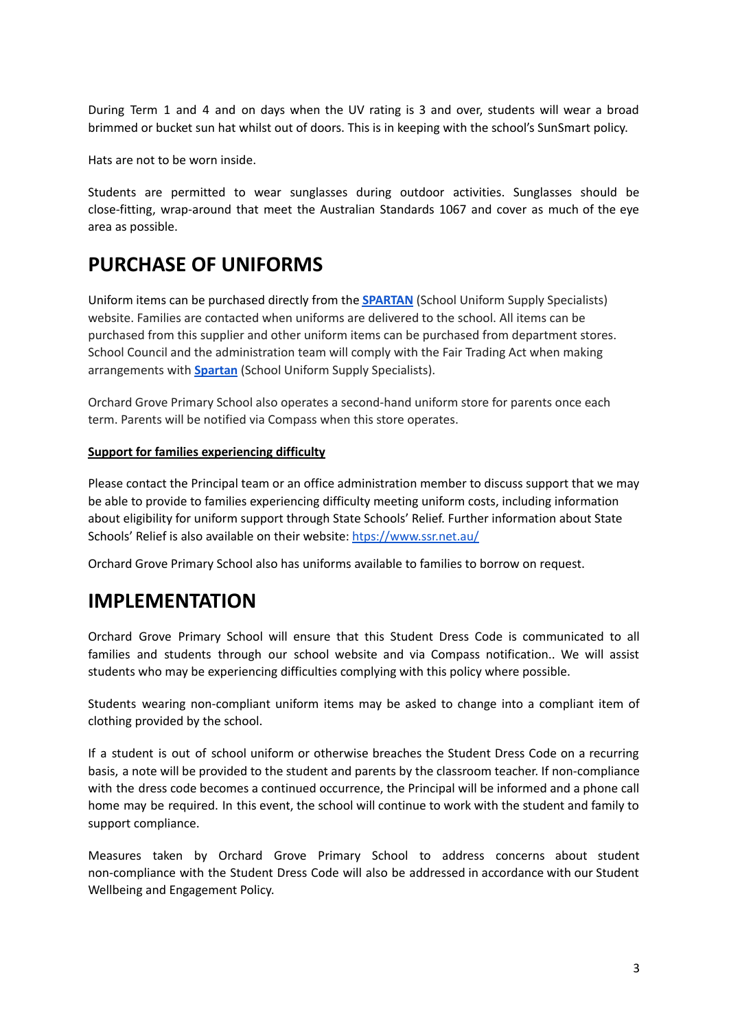During Term 1 and 4 and on days when the UV rating is 3 and over, students will wear a broad brimmed or bucket sun hat whilst out of doors. This is in keeping with the school's SunSmart policy.

Hats are not to be worn inside.

Students are permitted to wear sunglasses during outdoor activities. Sunglasses should be close-fitting, wrap-around that meet the Australian Standards 1067 and cover as much of the eye area as possible.

# PURCHASE OF UNIFORMS

Uniform items can be purchased directly from the **SPARTAN** (School Uniform Supply Specialists) website. Families are contacted when uniforms are delivered to the school. All items can be purchased from this supplier and other uniform items can be purchased from department stores. School Council and the administration team will comply with the Fair Trading Act when making arrangements with **Spartan** (School Uniform Supply Specialists).

Orchard Grove Primary School also operates a second-hand uniform store for parents once each term. Parents will be notified via Compass when this store operates.

**Support for families experiencing difficulty**

Please contact the Principal team or an office administration member to discuss support that we may be able to provide to families experiencing difficulty meeting uniform costs, including information about eligibility for uniform support through State Schools' Relief. Further information about State Schools' Relief is also available on their website: https://www.ssr.net.au/

Orchard Grove Primary School also has uniforms available to families to borrow on request.

# IMPLEMENTATION

Orchard Grove Primary School will ensure that this Student Dress Code is communicated to all families and students through our school website and via Compass notification.. We will assist students who may be experiencing difficulties complying with this policy where possible.

Students wearing non-compliant uniform items may be asked to change into a compliant item of clothing provided by the school.

If a student is out of school uniform or otherwise breaches the Student Dress Code on a recurring basis, a note will be provided to the student and parents by the classroom teacher. If non-compliance with the dress code becomes a continued occurrence, the Principal will be informed and a phone call home may be required. In this event, the school will continue to work with the student and family to support compliance.

Measures taken by Orchard Grove Primary School to address concerns about student non-compliance with the Student Dress Code will also be addressed in accordance with our Student Wellbeing and Engagement Policy.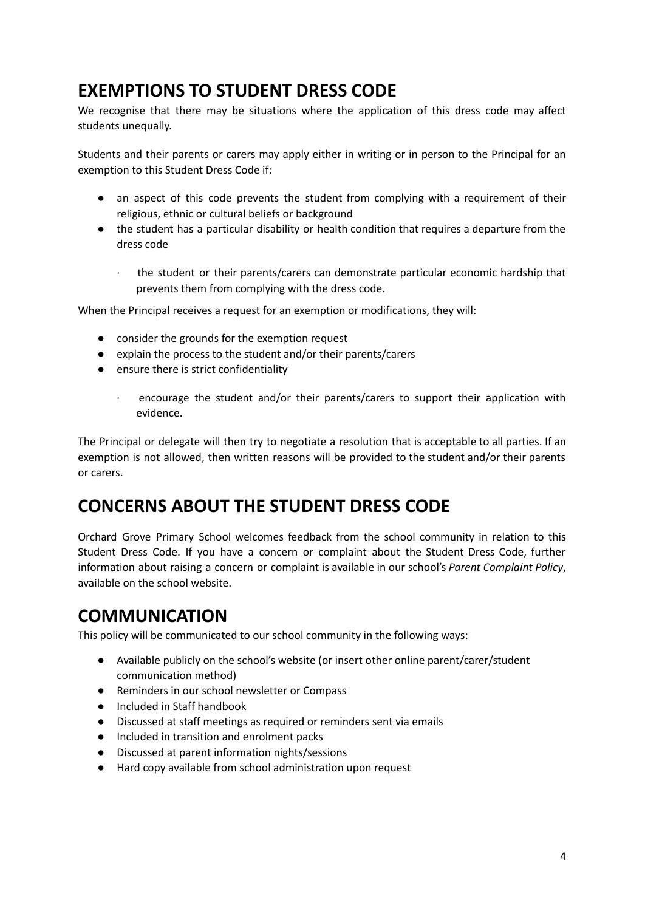## EXEMPTIONS TO STUDENT DRESS CODE

We recognise that there may be situations where the application of this dress code may affect students unequally.

Students and their parents or carers may apply either in writing or in person to the Principal for an exemption to this Student Dress Code if:

- an aspect of this code prevents the student from complying with a requirement of their religious, ethnic or cultural beliefs or background
- the student has a particular disability or health condition that requires a departure from the dress code
    - the student or their parents/carers can demonstrate particular economic hardship that prevents them from complying with the dress code.

When the Principal receives a request for an exemption or modifications, they will:

- consider the grounds for the exemption request
- explain the process to the student and/or their parents/carers
- ensure there is strict confidentiality
    - encourage the student and/or their parents/carers to support their application with evidence.

The Principal or delegate will then try to negotiate a resolution that is acceptable to all parties. If an exemption is not allowed, then written reasons will be provided to the student and/or their parents or carers.

## CONCERNS ABOUT THE STUDENT DRESS CODE

Orchard Grove Primary School welcomes feedback from the school community in relation to this Student Dress Code. If you have a concern or complaint about the Student Dress Code, further information about raising a concern or complaint is available in our school's *Parent Complaint Policy*, available on the school website.

## COMMUNICATION

This policy will be communicated to our school community in the following ways:

- Available publicly on the school's website (or insert other online parent/carer/student communication method)
- Reminders in our school newsletter or Compass
- Included in Staff handbook
- Discussed at staff meetings as required or reminders sent via emails
- Included in transition and enrolment packs
- Discussed at parent information nights/sessions
- Hard copy available from school administration upon request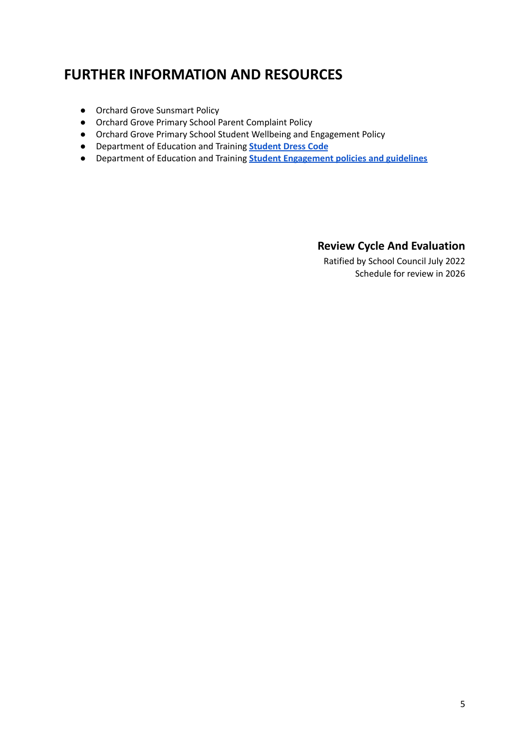## FURTHER INFORMATION AND RESOURCES

- Orchard Grove Sunsmart Policy
- Orchard Grove Primary School Parent Complaint Policy
- Orchard Grove Primary School Student Wellbeing and Engagement Policy
- Department of Education and Training **Student Dress Code**
- Department of Education and Training **Student Engagement policies and guidelines**

### Review Cycle And Evaluation

Ratified by School Council July 2022

Schedule for review in 2026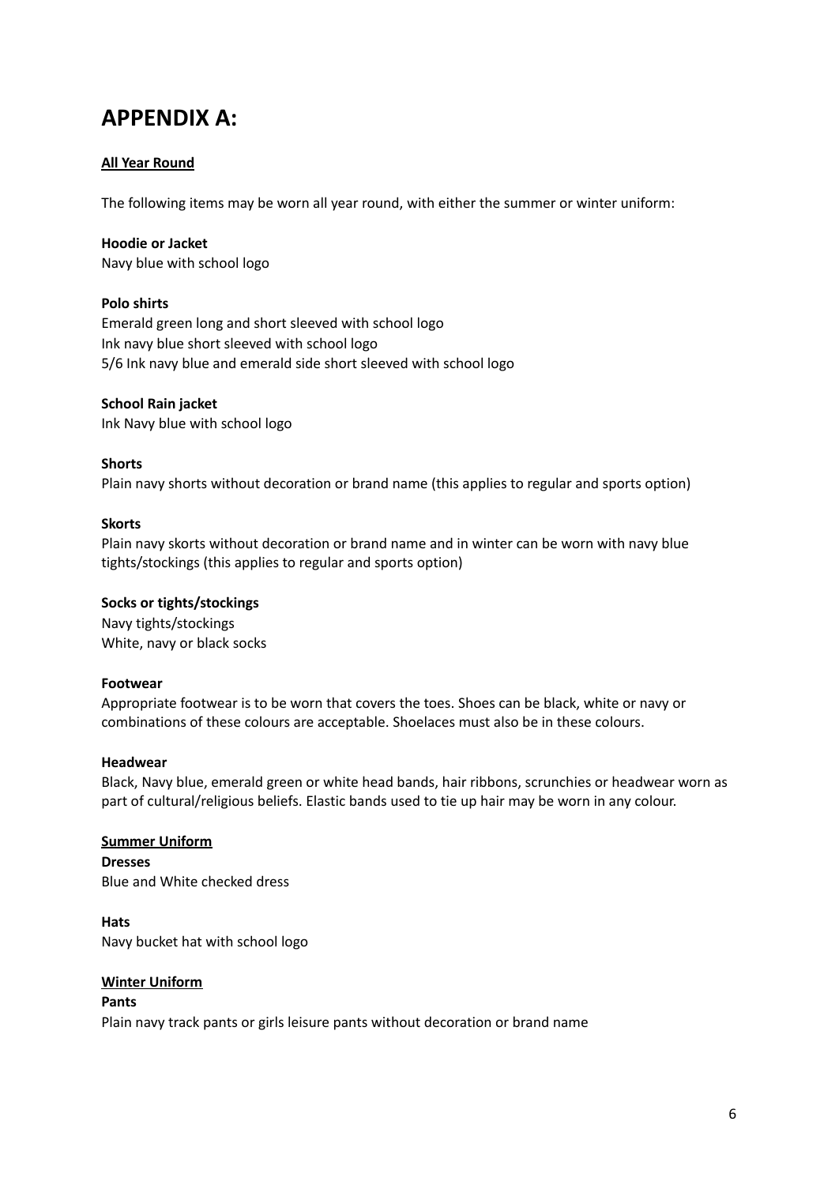# APPENDIX A:

**All Year Round**

The following items may be worn all year round, with either the summer or winter uniform:

**Hoodie or Jacket**
Navy blue with school logo

**Polo shirts**
Emerald green long and short sleeved with school logo
Ink navy blue short sleeved with school logo
5/6 Ink navy blue and emerald side short sleeved with school logo

**School Rain jacket**
Ink Navy blue with school logo

**Shorts**
Plain navy shorts without decoration or brand name (this applies to regular and sports option)

**Skorts**
Plain navy skorts without decoration or brand name and in winter can be worn with navy blue tights/stockings (this applies to regular and sports option)

**Socks or tights/stockings**
Navy tights/stockings
White, navy or black socks

**Footwear**
Appropriate footwear is to be worn that covers the toes. Shoes can be black, white or navy or combinations of these colours are acceptable. Shoelaces must also be in these colours.

**Headwear**
Black, Navy blue, emerald green or white head bands, hair ribbons, scrunchies or headwear worn as part of cultural/religious beliefs. Elastic bands used to tie up hair may be worn in any colour.

**Summer Uniform**

**Dresses**
Blue and White checked dress

**Hats**
Navy bucket hat with school logo

**Winter Uniform**

**Pants**
Plain navy track pants or girls leisure pants without decoration or brand name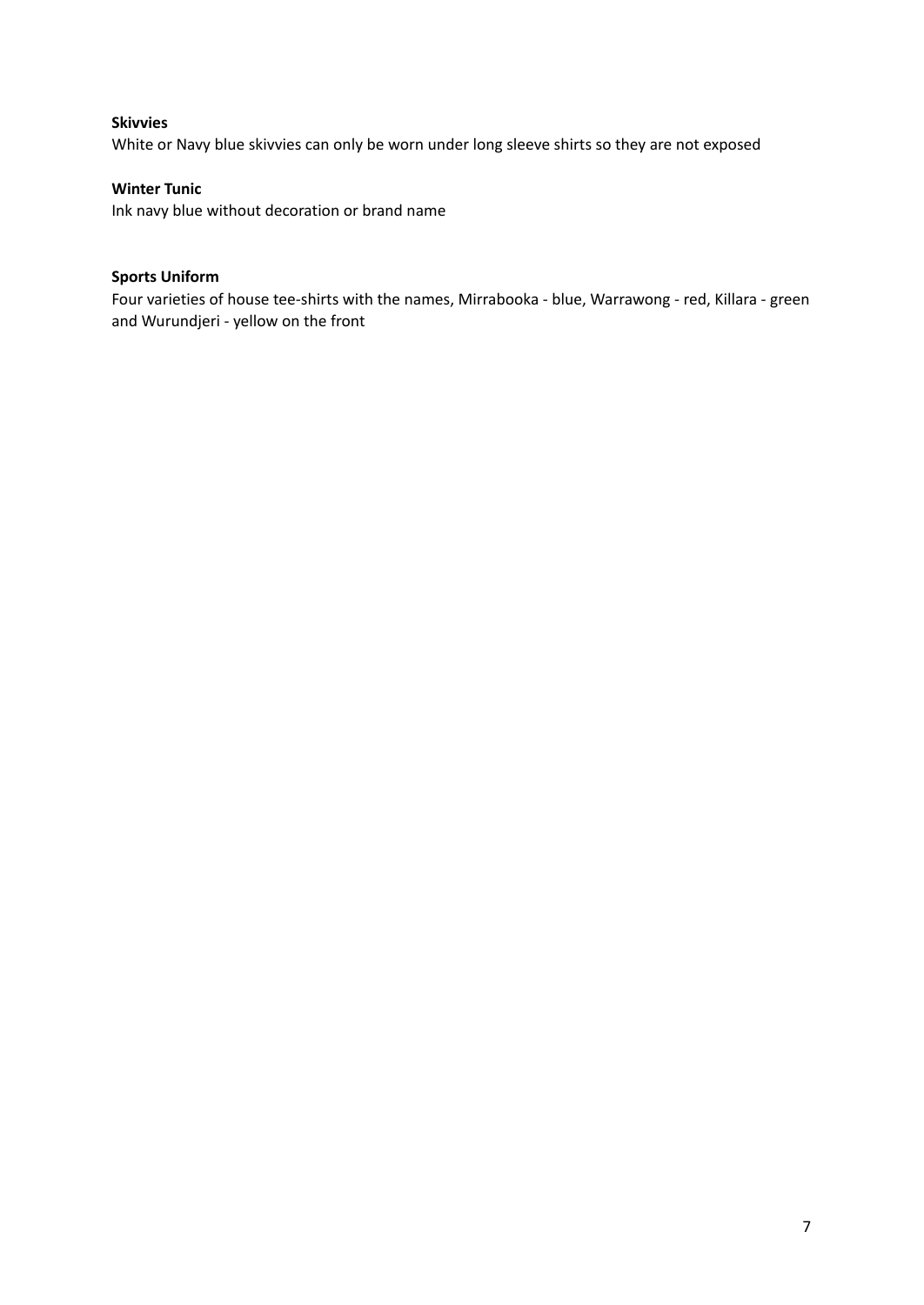**Skivvies**
White or Navy blue skivvies can only be worn under long sleeve shirts so they are not exposed

**Winter Tunic**
Ink navy blue without decoration or brand name

**Sports Uniform**
Four varieties of house tee-shirts with the names, Mirrabooka - blue, Warrawong - red, Killara - green and Wurundjeri - yellow on the front